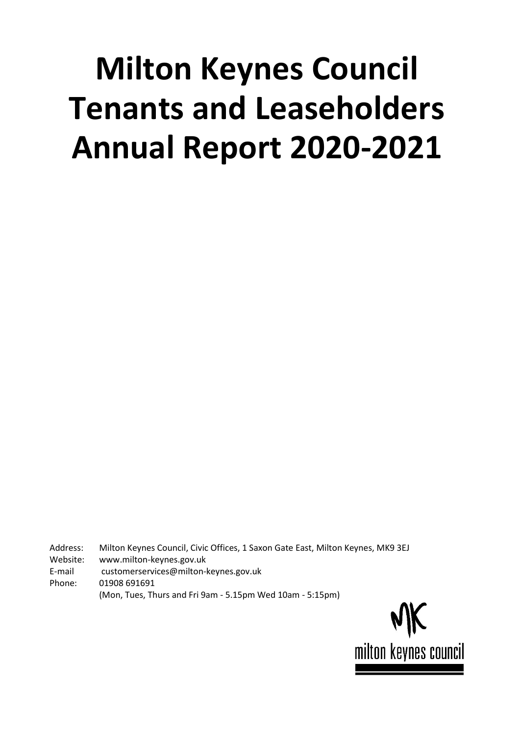# Milton Keynes Council Tenants and Leaseholders Annual Report 2020-2021

Address: Milton Keynes Council, Civic Offices, 1 Saxon Gate East, Milton Keynes, MK9 3EJ
Website: www.milton-keynes.gov.uk
E-mail customerservices@milton-keynes.gov.uk
Phone: 01908 691691
(Mon, Tues, Thurs and Fri 9am - 5.15pm Wed 10am - 5:15pm)

MK
milton keynes council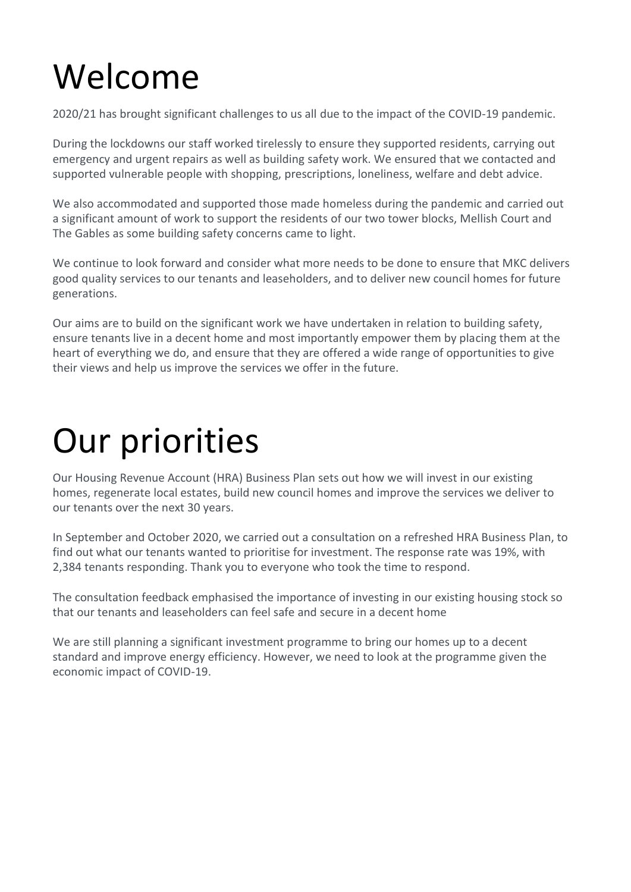# Welcome

2020/21 has brought significant challenges to us all due to the impact of the COVID-19 pandemic.

During the lockdowns our staff worked tirelessly to ensure they supported residents, carrying out emergency and urgent repairs as well as building safety work. We ensured that we contacted and supported vulnerable people with shopping, prescriptions, loneliness, welfare and debt advice.

We also accommodated and supported those made homeless during the pandemic and carried out a significant amount of work to support the residents of our two tower blocks, Mellish Court and The Gables as some building safety concerns came to light.

We continue to look forward and consider what more needs to be done to ensure that MKC delivers good quality services to our tenants and leaseholders, and to deliver new council homes for future generations.

Our aims are to build on the significant work we have undertaken in relation to building safety, ensure tenants live in a decent home and most importantly empower them by placing them at the heart of everything we do, and ensure that they are offered a wide range of opportunities to give their views and help us improve the services we offer in the future.

# Our priorities

Our Housing Revenue Account (HRA) Business Plan sets out how we will invest in our existing homes, regenerate local estates, build new council homes and improve the services we deliver to our tenants over the next 30 years.

In September and October 2020, we carried out a consultation on a refreshed HRA Business Plan, to find out what our tenants wanted to prioritise for investment. The response rate was 19%, with 2,384 tenants responding. Thank you to everyone who took the time to respond.

The consultation feedback emphasised the importance of investing in our existing housing stock so that our tenants and leaseholders can feel safe and secure in a decent home

We are still planning a significant investment programme to bring our homes up to a decent standard and improve energy efficiency. However, we need to look at the programme given the economic impact of COVID-19.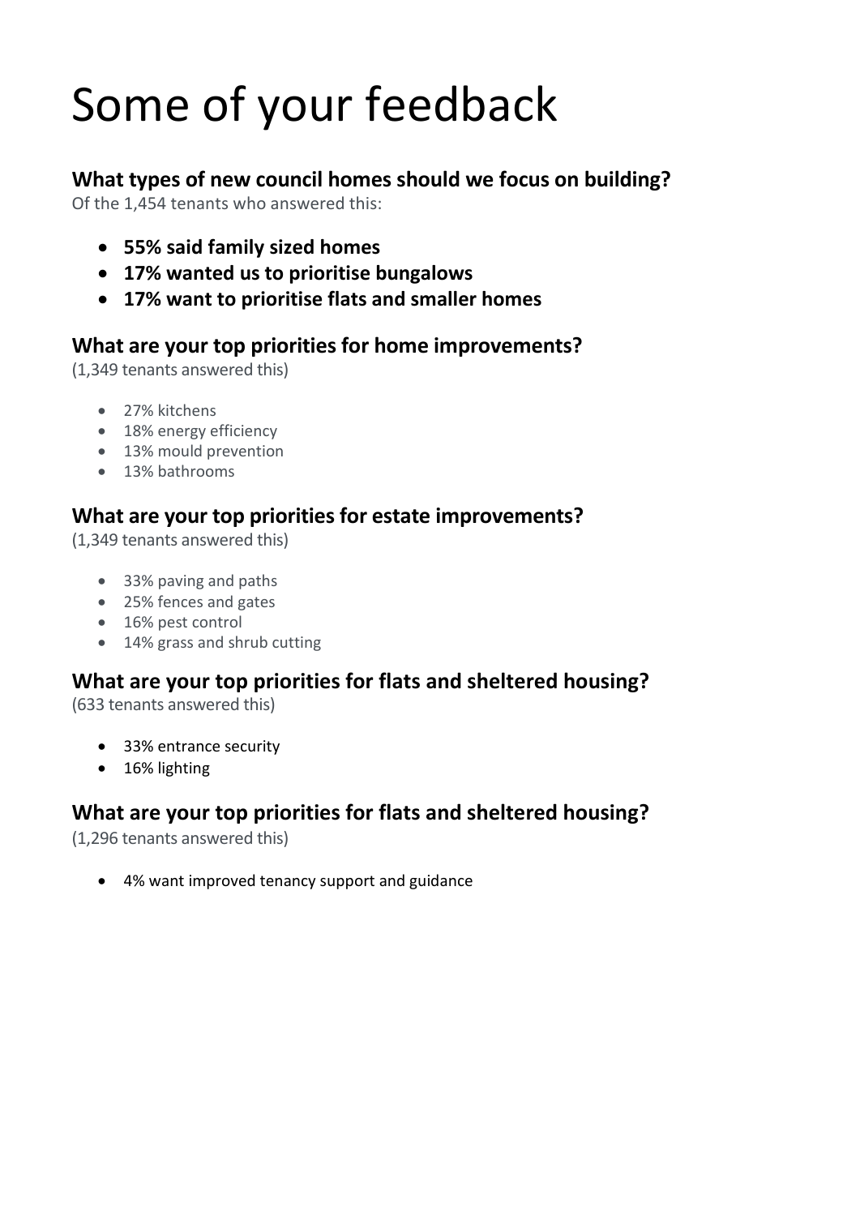# Some of your feedback

## What types of new council homes should we focus on building?

Of the 1,454 tenants who answered this:

- **55% said family sized homes**
- **17% wanted us to prioritise bungalows**
- **17% want to prioritise flats and smaller homes**

## What are your top priorities for home improvements?

(1,349 tenants answered this)

- 27% kitchens
- 18% energy efficiency
- 13% mould prevention
- 13% bathrooms

## What are your top priorities for estate improvements?

(1,349 tenants answered this)

- 33% paving and paths
- 25% fences and gates
- 16% pest control
- 14% grass and shrub cutting

## What are your top priorities for flats and sheltered housing?

(633 tenants answered this)

- 33% entrance security
- 16% lighting

## What are your top priorities for flats and sheltered housing?

(1,296 tenants answered this)

- 4% want improved tenancy support and guidance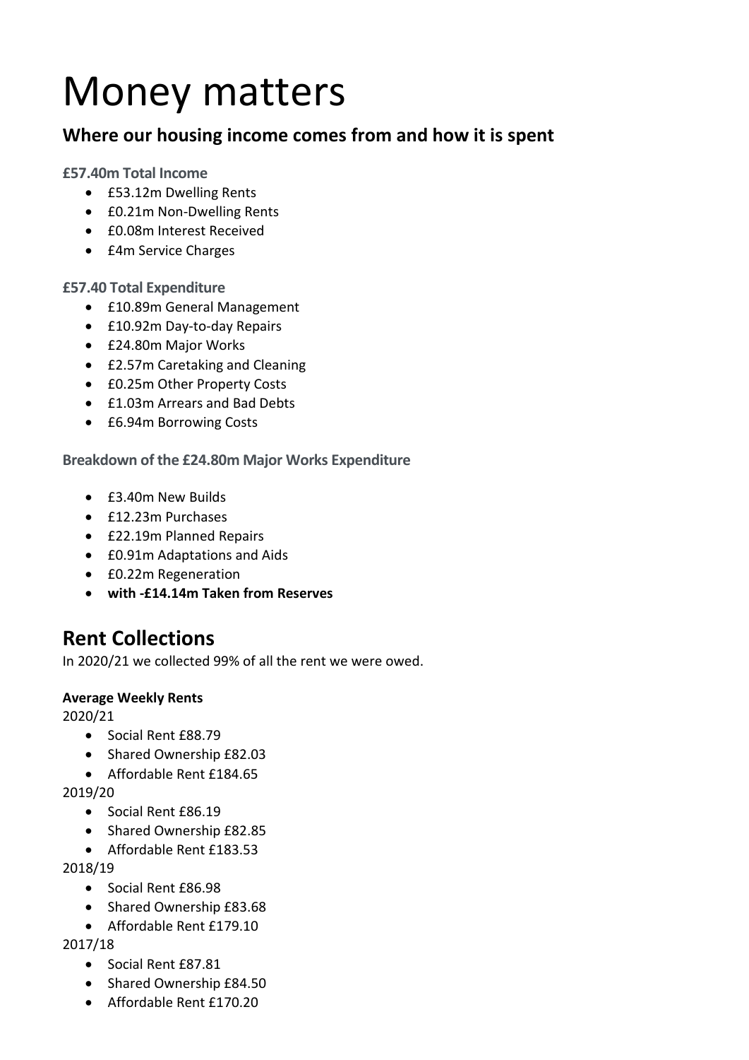# Money matters

## Where our housing income comes from and how it is spent

### £57.40m Total Income

- £53.12m Dwelling Rents
- £0.21m Non-Dwelling Rents
- £0.08m Interest Received
- £4m Service Charges

### £57.40 Total Expenditure

- £10.89m General Management
- £10.92m Day-to-day Repairs
- £24.80m Major Works
- £2.57m Caretaking and Cleaning
- £0.25m Other Property Costs
- £1.03m Arrears and Bad Debts
- £6.94m Borrowing Costs

### Breakdown of the £24.80m Major Works Expenditure

- £3.40m New Builds
- £12.23m Purchases
- £22.19m Planned Repairs
- £0.91m Adaptations and Aids
- £0.22m Regeneration
- **with -£14.14m Taken from Reserves**

## Rent Collections

In 2020/21 we collected 99% of all the rent we were owed.

**Average Weekly Rents**

2020/21

- Social Rent £88.79
- Shared Ownership £82.03
- Affordable Rent £184.65

2019/20

- Social Rent £86.19
- Shared Ownership £82.85
- Affordable Rent £183.53

2018/19

- Social Rent £86.98
- Shared Ownership £83.68
- Affordable Rent £179.10

2017/18

- Social Rent £87.81
- Shared Ownership £84.50
- Affordable Rent £170.20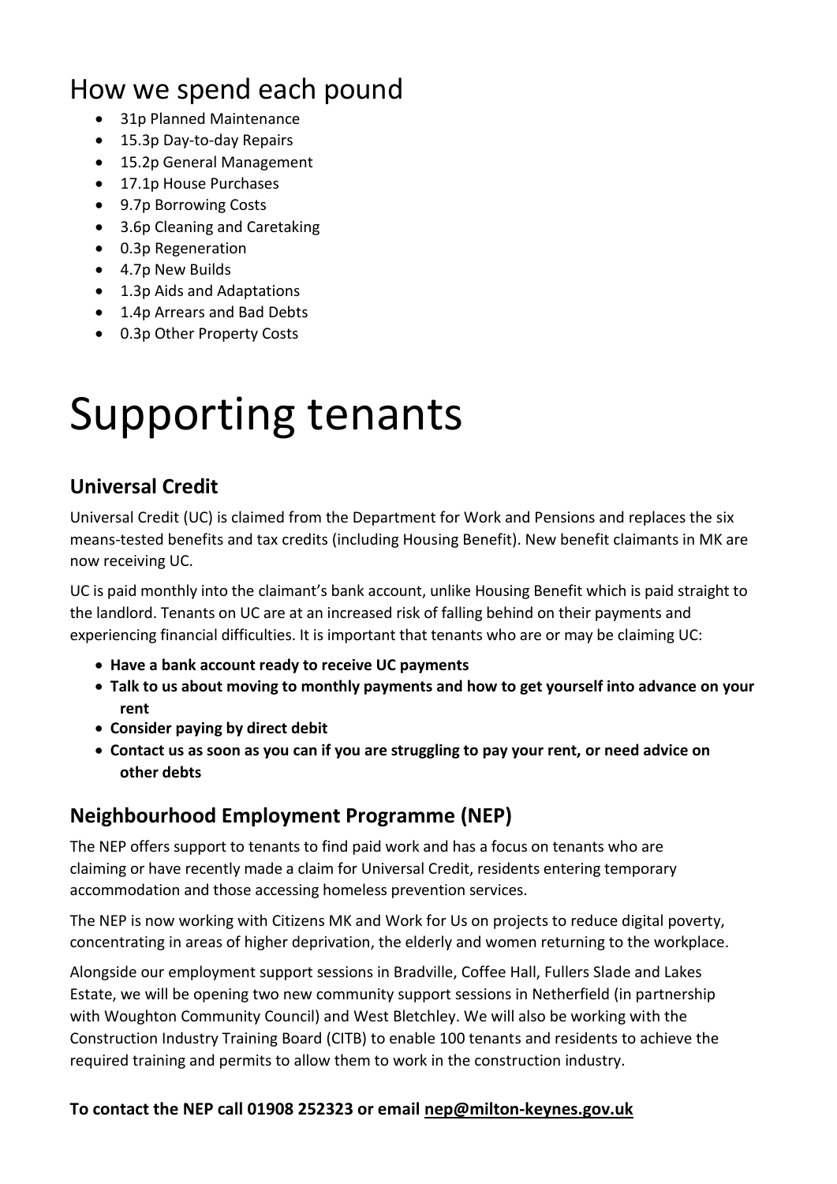## How we spend each pound

- 31p Planned Maintenance
- 15.3p Day-to-day Repairs
- 15.2p General Management
- 17.1p House Purchases
- 9.7p Borrowing Costs
- 3.6p Cleaning and Caretaking
- 0.3p Regeneration
- 4.7p New Builds
- 1.3p Aids and Adaptations
- 1.4p Arrears and Bad Debts
- 0.3p Other Property Costs

# Supporting tenants

### Universal Credit

Universal Credit (UC) is claimed from the Department for Work and Pensions and replaces the six means-tested benefits and tax credits (including Housing Benefit). New benefit claimants in MK are now receiving UC.

UC is paid monthly into the claimant's bank account, unlike Housing Benefit which is paid straight to the landlord. Tenants on UC are at an increased risk of falling behind on their payments and experiencing financial difficulties. It is important that tenants who are or may be claiming UC:

- **Have a bank account ready to receive UC payments**
- **Talk to us about moving to monthly payments and how to get yourself into advance on your rent**
- **Consider paying by direct debit**
- **Contact us as soon as you can if you are struggling to pay your rent, or need advice on other debts**

### Neighbourhood Employment Programme (NEP)

The NEP offers support to tenants to find paid work and has a focus on tenants who are claiming or have recently made a claim for Universal Credit, residents entering temporary accommodation and those accessing homeless prevention services.

The NEP is now working with Citizens MK and Work for Us on projects to reduce digital poverty, concentrating in areas of higher deprivation, the elderly and women returning to the workplace.

Alongside our employment support sessions in Bradville, Coffee Hall, Fullers Slade and Lakes Estate, we will be opening two new community support sessions in Netherfield (in partnership with Woughton Community Council) and West Bletchley. We will also be working with the Construction Industry Training Board (CITB) to enable 100 tenants and residents to achieve the required training and permits to allow them to work in the construction industry.

**To contact the NEP call 01908 252323 or email nep@milton-keynes.gov.uk**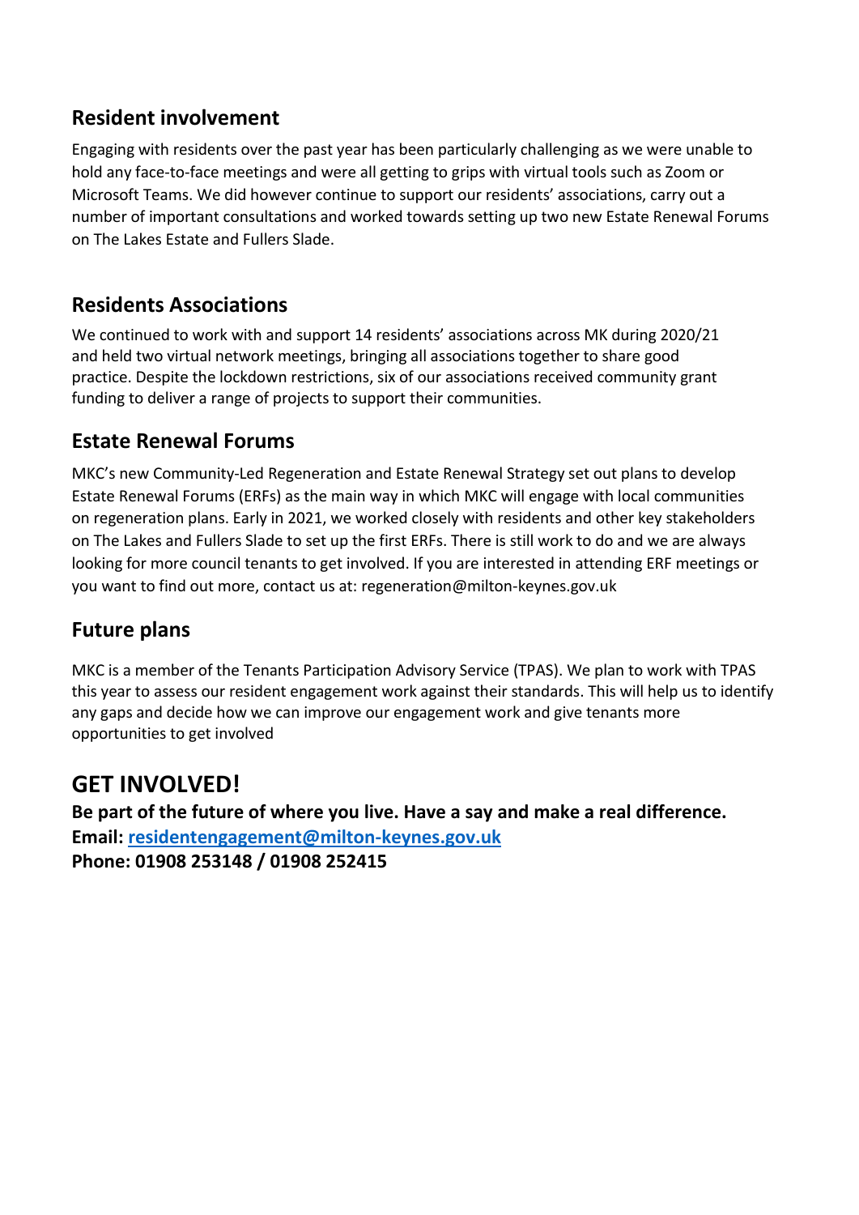## Resident involvement

Engaging with residents over the past year has been particularly challenging as we were unable to hold any face-to-face meetings and were all getting to grips with virtual tools such as Zoom or Microsoft Teams. We did however continue to support our residents' associations, carry out a number of important consultations and worked towards setting up two new Estate Renewal Forums on The Lakes Estate and Fullers Slade.

## Residents Associations

We continued to work with and support 14 residents' associations across MK during 2020/21 and held two virtual network meetings, bringing all associations together to share good practice. Despite the lockdown restrictions, six of our associations received community grant funding to deliver a range of projects to support their communities.

## Estate Renewal Forums

MKC's new Community-Led Regeneration and Estate Renewal Strategy set out plans to develop Estate Renewal Forums (ERFs) as the main way in which MKC will engage with local communities on regeneration plans. Early in 2021, we worked closely with residents and other key stakeholders on The Lakes and Fullers Slade to set up the first ERFs. There is still work to do and we are always looking for more council tenants to get involved. If you are interested in attending ERF meetings or you want to find out more, contact us at: regeneration@milton-keynes.gov.uk

## Future plans

MKC is a member of the Tenants Participation Advisory Service (TPAS). We plan to work with TPAS this year to assess our resident engagement work against their standards. This will help us to identify any gaps and decide how we can improve our engagement work and give tenants more opportunities to get involved

# GET INVOLVED!

**Be part of the future of where you live. Have a say and make a real difference.**
**Email: [residentengagement@milton-keynes.gov.uk](mailto:residentengagement@milton-keynes.gov.uk)**
**Phone: 01908 253148 / 01908 252415**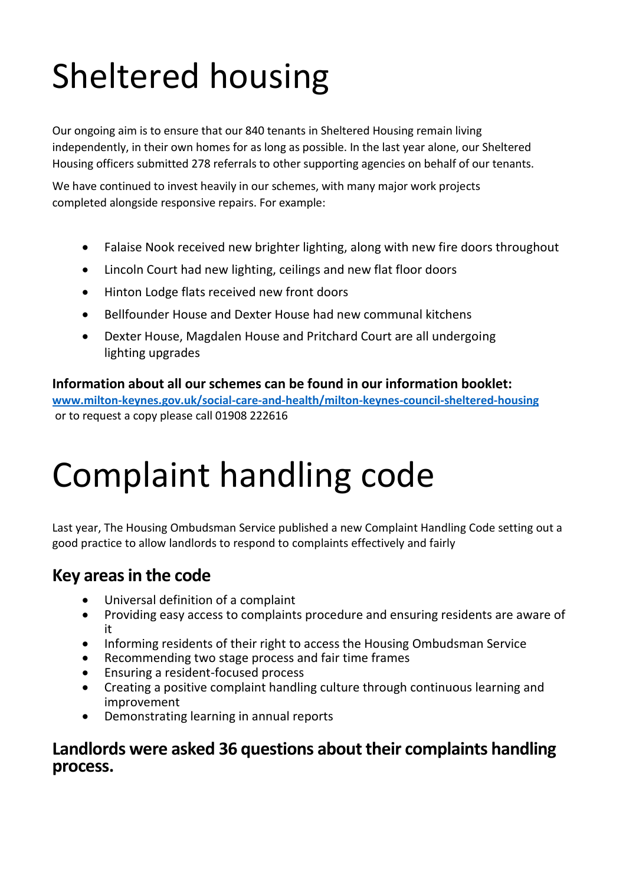# Sheltered housing

Our ongoing aim is to ensure that our 840 tenants in Sheltered Housing remain living independently, in their own homes for as long as possible. In the last year alone, our Sheltered Housing officers submitted 278 referrals to other supporting agencies on behalf of our tenants.

We have continued to invest heavily in our schemes, with many major work projects completed alongside responsive repairs. For example:

- Falaise Nook received new brighter lighting, along with new fire doors throughout
- Lincoln Court had new lighting, ceilings and new flat floor doors
- Hinton Lodge flats received new front doors
- Bellfounder House and Dexter House had new communal kitchens
- Dexter House, Magdalen House and Pritchard Court are all undergoing lighting upgrades

**Information about all our schemes can be found in our information booklet:**
**[www.milton-keynes.gov.uk/social-care-and-health/milton-keynes-council-sheltered-housing](www.milton-keynes.gov.uk/social-care-and-health/milton-keynes-council-sheltered-housing)**
or to request a copy please call 01908 222616

# Complaint handling code

Last year, The Housing Ombudsman Service published a new Complaint Handling Code setting out a good practice to allow landlords to respond to complaints effectively and fairly

## Key areas in the code

- Universal definition of a complaint
- Providing easy access to complaints procedure and ensuring residents are aware of it
- Informing residents of their right to access the Housing Ombudsman Service
- Recommending two stage process and fair time frames
- Ensuring a resident-focused process
- Creating a positive complaint handling culture through continuous learning and improvement
- Demonstrating learning in annual reports

## Landlords were asked 36 questions about their complaints handling process.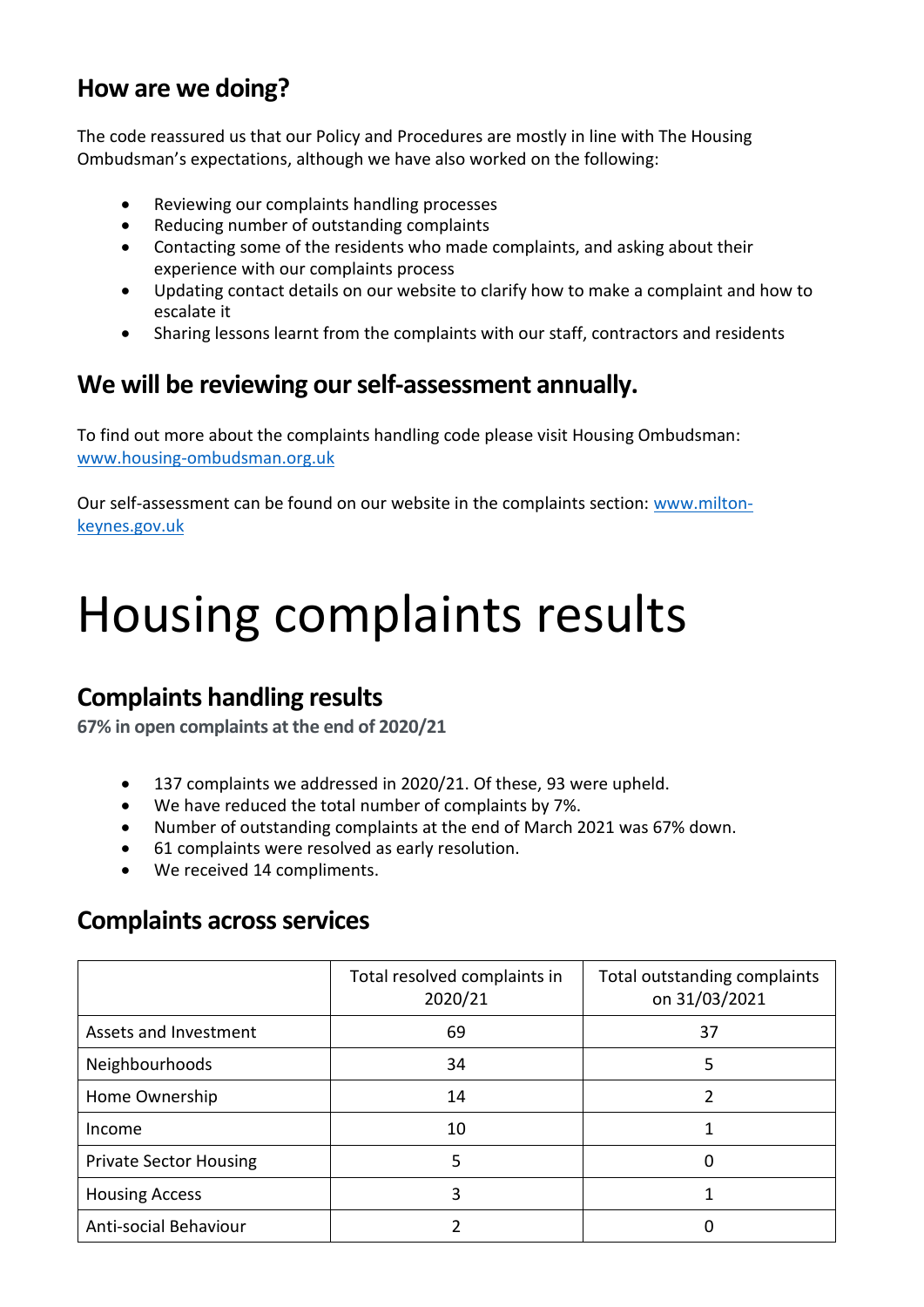## How are we doing?

The code reassured us that our Policy and Procedures are mostly in line with The Housing Ombudsman's expectations, although we have also worked on the following:

- Reviewing our complaints handling processes
- Reducing number of outstanding complaints
- Contacting some of the residents who made complaints, and asking about their experience with our complaints process
- Updating contact details on our website to clarify how to make a complaint and how to escalate it
- Sharing lessons learnt from the complaints with our staff, contractors and residents

## We will be reviewing our self-assessment annually.

To find out more about the complaints handling code please visit Housing Ombudsman: www.housing-ombudsman.org.uk

Our self-assessment can be found on our website in the complaints section: www.milton-keynes.gov.uk

# Housing complaints results

## Complaints handling results

**67% in open complaints at the end of 2020/21**

- 137 complaints we addressed in 2020/21. Of these, 93 were upheld.
- We have reduced the total number of complaints by 7%.
- Number of outstanding complaints at the end of March 2021 was 67% down.
- 61 complaints were resolved as early resolution.
- We received 14 compliments.

## Complaints across services

| | Total resolved complaints in 2020/21 | Total outstanding complaints on 31/03/2021 |
|---|---|---|
| Assets and Investment | 69 | 37 |
| Neighbourhoods | 34 | 5 |
| Home Ownership | 14 | 2 |
| Income | 10 | 1 |
| Private Sector Housing | 5 | 0 |
| Housing Access | 3 | 1 |
| Anti-social Behaviour | 2 | 0 |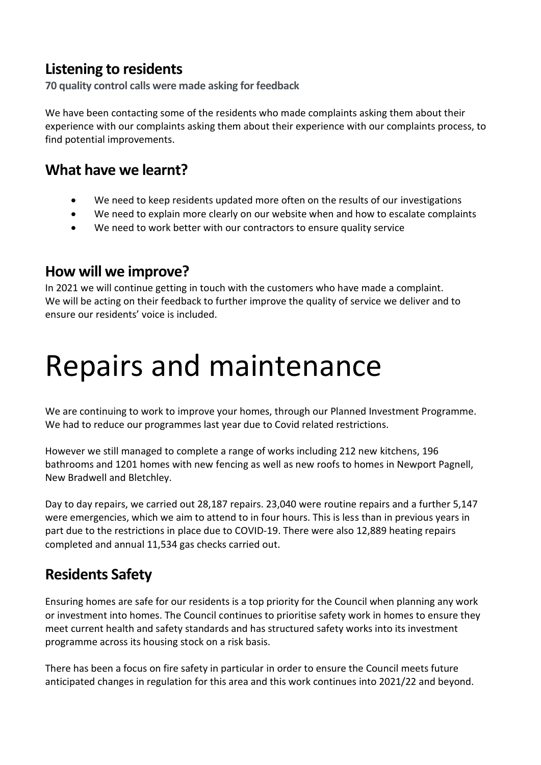## Listening to residents

**70 quality control calls were made asking for feedback**

We have been contacting some of the residents who made complaints asking them about their experience with our complaints asking them about their experience with our complaints process, to find potential improvements.

## What have we learnt?

- We need to keep residents updated more often on the results of our investigations
- We need to explain more clearly on our website when and how to escalate complaints
- We need to work better with our contractors to ensure quality service

## How will we improve?

In 2021 we will continue getting in touch with the customers who have made a complaint. We will be acting on their feedback to further improve the quality of service we deliver and to ensure our residents' voice is included.

# Repairs and maintenance

We are continuing to work to improve your homes, through our Planned Investment Programme. We had to reduce our programmes last year due to Covid related restrictions.

However we still managed to complete a range of works including 212 new kitchens, 196 bathrooms and 1201 homes with new fencing as well as new roofs to homes in Newport Pagnell, New Bradwell and Bletchley.

Day to day repairs, we carried out 28,187 repairs. 23,040 were routine repairs and a further 5,147 were emergencies, which we aim to attend to in four hours. This is less than in previous years in part due to the restrictions in place due to COVID-19. There were also 12,889 heating repairs completed and annual 11,534 gas checks carried out.

## Residents Safety

Ensuring homes are safe for our residents is a top priority for the Council when planning any work or investment into homes. The Council continues to prioritise safety work in homes to ensure they meet current health and safety standards and has structured safety works into its investment programme across its housing stock on a risk basis.

There has been a focus on fire safety in particular in order to ensure the Council meets future anticipated changes in regulation for this area and this work continues into 2021/22 and beyond.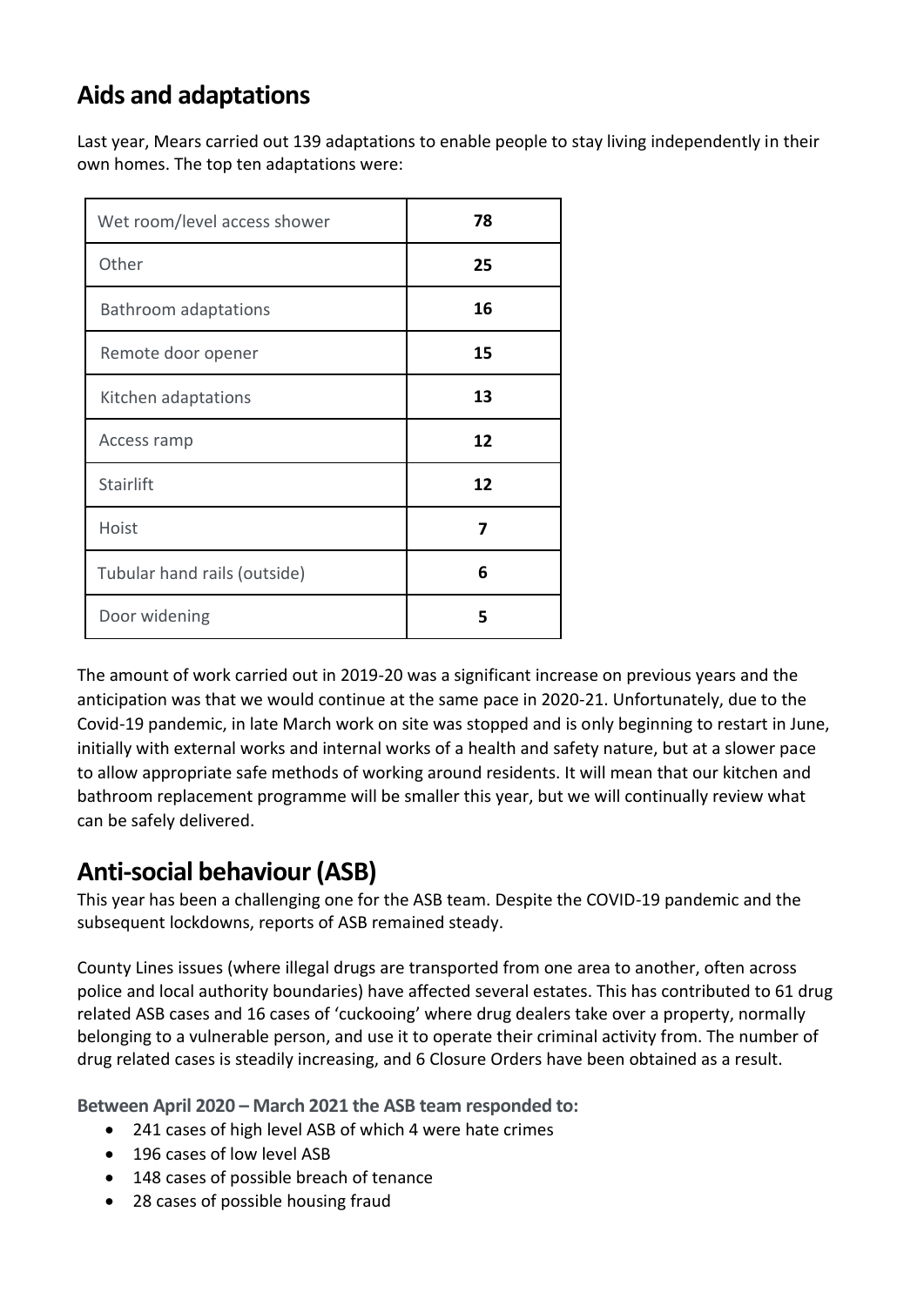## Aids and adaptations

Last year, Mears carried out 139 adaptations to enable people to stay living independently in their own homes. The top ten adaptations were:

| | |
|---|---|
| Wet room/level access shower | **78** |
| Other | **25** |
| Bathroom adaptations | **16** |
| Remote door opener | **15** |
| Kitchen adaptations | **13** |
| Access ramp | **12** |
| Stairlift | **12** |
| Hoist | **7** |
| Tubular hand rails (outside) | **6** |
| Door widening | **5** |

The amount of work carried out in 2019-20 was a significant increase on previous years and the anticipation was that we would continue at the same pace in 2020-21. Unfortunately, due to the Covid-19 pandemic, in late March work on site was stopped and is only beginning to restart in June, initially with external works and internal works of a health and safety nature, but at a slower pace to allow appropriate safe methods of working around residents. It will mean that our kitchen and bathroom replacement programme will be smaller this year, but we will continually review what can be safely delivered.

## Anti-social behaviour (ASB)

This year has been a challenging one for the ASB team. Despite the COVID-19 pandemic and the subsequent lockdowns, reports of ASB remained steady.

County Lines issues (where illegal drugs are transported from one area to another, often across police and local authority boundaries) have affected several estates. This has contributed to 61 drug related ASB cases and 16 cases of 'cuckooing' where drug dealers take over a property, normally belonging to a vulnerable person, and use it to operate their criminal activity from. The number of drug related cases is steadily increasing, and 6 Closure Orders have been obtained as a result.

**Between April 2020 – March 2021 the ASB team responded to:**

- 241 cases of high level ASB of which 4 were hate crimes
- 196 cases of low level ASB
- 148 cases of possible breach of tenance
- 28 cases of possible housing fraud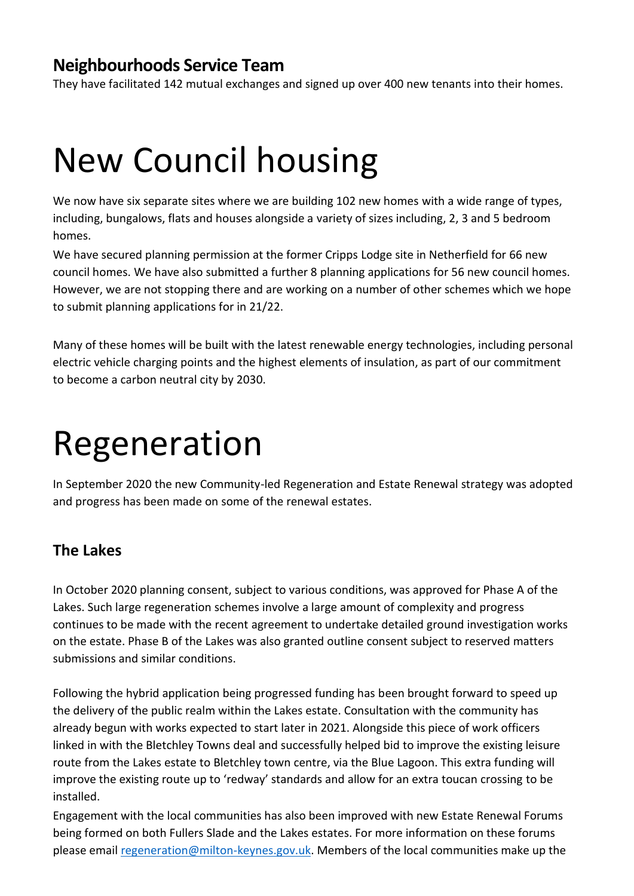## Neighbourhoods Service Team

They have facilitated 142 mutual exchanges and signed up over 400 new tenants into their homes.

# New Council housing

We now have six separate sites where we are building 102 new homes with a wide range of types, including, bungalows, flats and houses alongside a variety of sizes including, 2, 3 and 5 bedroom homes.

We have secured planning permission at the former Cripps Lodge site in Netherfield for 66 new council homes. We have also submitted a further 8 planning applications for 56 new council homes. However, we are not stopping there and are working on a number of other schemes which we hope to submit planning applications for in 21/22.

Many of these homes will be built with the latest renewable energy technologies, including personal electric vehicle charging points and the highest elements of insulation, as part of our commitment to become a carbon neutral city by 2030.

# Regeneration

In September 2020 the new Community-led Regeneration and Estate Renewal strategy was adopted and progress has been made on some of the renewal estates.

## The Lakes

In October 2020 planning consent, subject to various conditions, was approved for Phase A of the Lakes. Such large regeneration schemes involve a large amount of complexity and progress continues to be made with the recent agreement to undertake detailed ground investigation works on the estate. Phase B of the Lakes was also granted outline consent subject to reserved matters submissions and similar conditions.

Following the hybrid application being progressed funding has been brought forward to speed up the delivery of the public realm within the Lakes estate. Consultation with the community has already begun with works expected to start later in 2021. Alongside this piece of work officers linked in with the Bletchley Towns deal and successfully helped bid to improve the existing leisure route from the Lakes estate to Bletchley town centre, via the Blue Lagoon. This extra funding will improve the existing route up to 'redway' standards and allow for an extra toucan crossing to be installed.

Engagement with the local communities has also been improved with new Estate Renewal Forums being formed on both Fullers Slade and the Lakes estates. For more information on these forums please email regeneration@milton-keynes.gov.uk. Members of the local communities make up the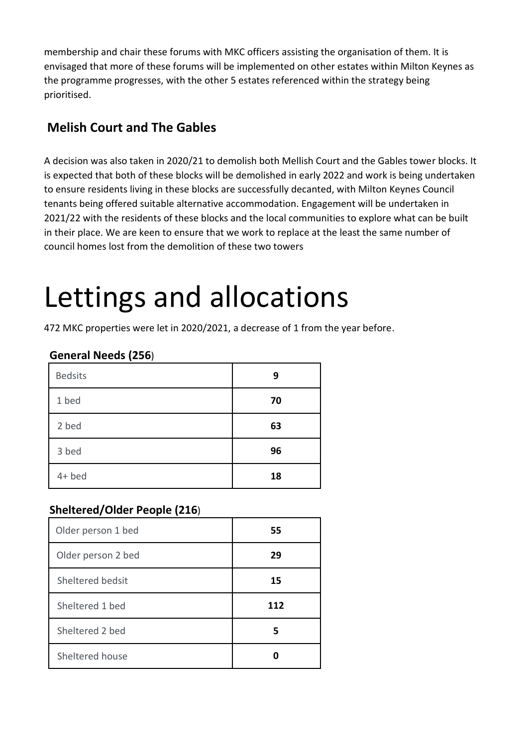membership and chair these forums with MKC officers assisting the organisation of them. It is envisaged that more of these forums will be implemented on other estates within Milton Keynes as the programme progresses, with the other 5 estates referenced within the strategy being prioritised.

## Melish Court and The Gables

A decision was also taken in 2020/21 to demolish both Mellish Court and the Gables tower blocks. It is expected that both of these blocks will be demolished in early 2022 and work is being undertaken to ensure residents living in these blocks are successfully decanted, with Milton Keynes Council tenants being offered suitable alternative accommodation. Engagement will be undertaken in 2021/22 with the residents of these blocks and the local communities to explore what can be built in their place. We are keen to ensure that we work to replace at the least the same number of council homes lost from the demolition of these two towers

# Lettings and allocations

472 MKC properties were let in 2020/2021, a decrease of 1 from the year before.

### General Needs (256)

| | |
|---|---|
| Bedsits | **9** |
| 1 bed | **70** |
| 2 bed | **63** |
| 3 bed | **96** |
| 4+ bed | **18** |

### Sheltered/Older People (216)

| | |
|---|---|
| Older person 1 bed | **55** |
| Older person 2 bed | **29** |
| Sheltered bedsit | **15** |
| Sheltered 1 bed | **112** |
| Sheltered 2 bed | **5** |
| Sheltered house | **0** |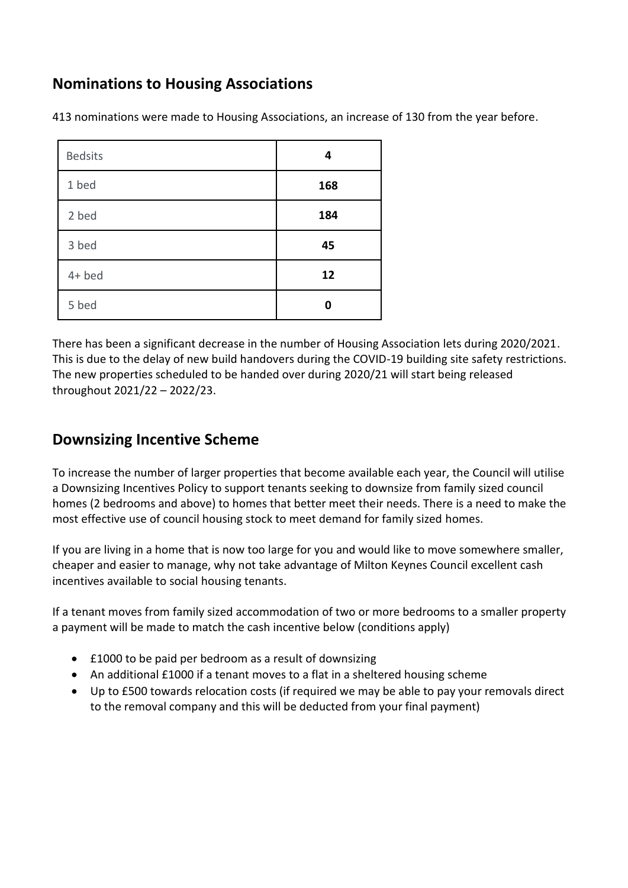## Nominations to Housing Associations

413 nominations were made to Housing Associations, an increase of 130 from the year before.

| Bedsits | **4** |
|---|---|
| 1 bed | **168** |
| 2 bed | **184** |
| 3 bed | **45** |
| 4+ bed | **12** |
| 5 bed | **0** |

There has been a significant decrease in the number of Housing Association lets during 2020/2021. This is due to the delay of new build handovers during the COVID-19 building site safety restrictions. The new properties scheduled to be handed over during 2020/21 will start being released throughout 2021/22 – 2022/23.

## Downsizing Incentive Scheme

To increase the number of larger properties that become available each year, the Council will utilise a Downsizing Incentives Policy to support tenants seeking to downsize from family sized council homes (2 bedrooms and above) to homes that better meet their needs. There is a need to make the most effective use of council housing stock to meet demand for family sized homes.

If you are living in a home that is now too large for you and would like to move somewhere smaller, cheaper and easier to manage, why not take advantage of Milton Keynes Council excellent cash incentives available to social housing tenants.

If a tenant moves from family sized accommodation of two or more bedrooms to a smaller property a payment will be made to match the cash incentive below (conditions apply)

- £1000 to be paid per bedroom as a result of downsizing
- An additional £1000 if a tenant moves to a flat in a sheltered housing scheme
- Up to £500 towards relocation costs (if required we may be able to pay your removals direct to the removal company and this will be deducted from your final payment)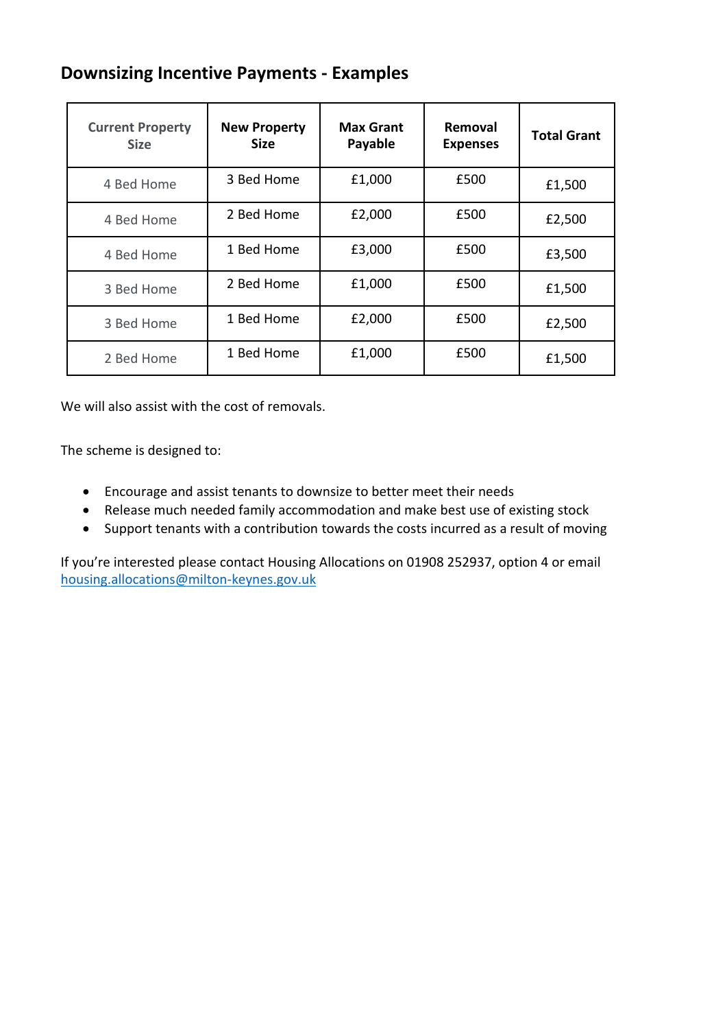## Downsizing Incentive Payments - Examples

| Current Property Size | New Property Size | Max Grant Payable | Removal Expenses | Total Grant |
|---|---|---|---|---|
| 4 Bed Home | 3 Bed Home | £1,000 | £500 | £1,500 |
| 4 Bed Home | 2 Bed Home | £2,000 | £500 | £2,500 |
| 4 Bed Home | 1 Bed Home | £3,000 | £500 | £3,500 |
| 3 Bed Home | 2 Bed Home | £1,000 | £500 | £1,500 |
| 3 Bed Home | 1 Bed Home | £2,000 | £500 | £2,500 |
| 2 Bed Home | 1 Bed Home | £1,000 | £500 | £1,500 |

We will also assist with the cost of removals.

The scheme is designed to:

- Encourage and assist tenants to downsize to better meet their needs
- Release much needed family accommodation and make best use of existing stock
- Support tenants with a contribution towards the costs incurred as a result of moving

If you're interested please contact Housing Allocations on 01908 252937, option 4 or email [housing.allocations@milton-keynes.gov.uk](mailto:housing.allocations@milton-keynes.gov.uk)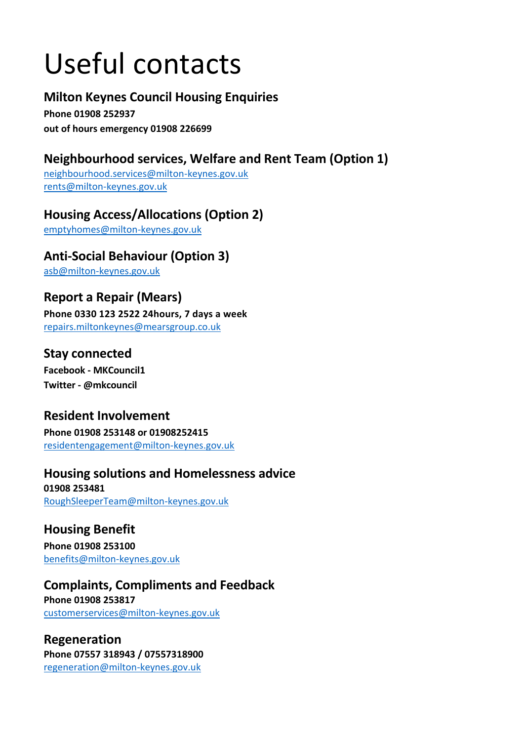# Useful contacts

## Milton Keynes Council Housing Enquiries

**Phone 01908 252937**
**out of hours emergency 01908 226699**

## Neighbourhood services, Welfare and Rent Team (Option 1)

neighbourhood.services@milton-keynes.gov.uk
rents@milton-keynes.gov.uk

## Housing Access/Allocations (Option 2)

emptyhomes@milton-keynes.gov.uk

## Anti-Social Behaviour (Option 3)

asb@milton-keynes.gov.uk

## Report a Repair (Mears)

**Phone 0330 123 2522 24hours, 7 days a week**
repairs.miltonkeynes@mearsgroup.co.uk

## Stay connected

**Facebook - MKCouncil1**
**Twitter - @mkcouncil**

## Resident Involvement

**Phone 01908 253148 or 01908252415**
residentengagement@milton-keynes.gov.uk

## Housing solutions and Homelessness advice

**01908 253481**
RoughSleeperTeam@milton-keynes.gov.uk

## Housing Benefit

**Phone 01908 253100**
benefits@milton-keynes.gov.uk

## Complaints, Compliments and Feedback

**Phone 01908 253817**
customerservices@milton-keynes.gov.uk

## Regeneration

**Phone 07557 318943 / 07557318900**
regeneration@milton-keynes.gov.uk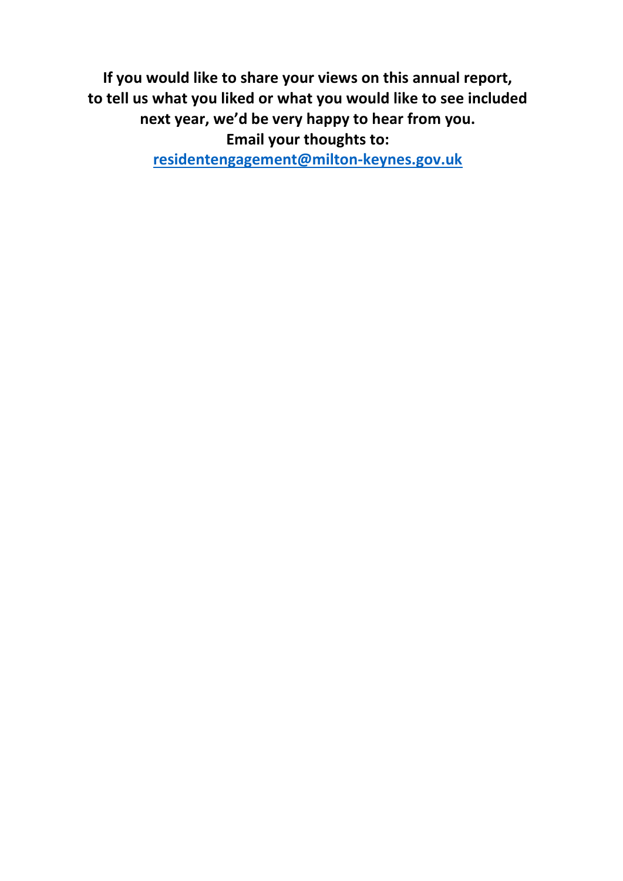**If you would like to share your views on this annual report, to tell us what you liked or what you would like to see included next year, we'd be very happy to hear from you.**
**Email your thoughts to:**
**residentengagement@milton-keynes.gov.uk**